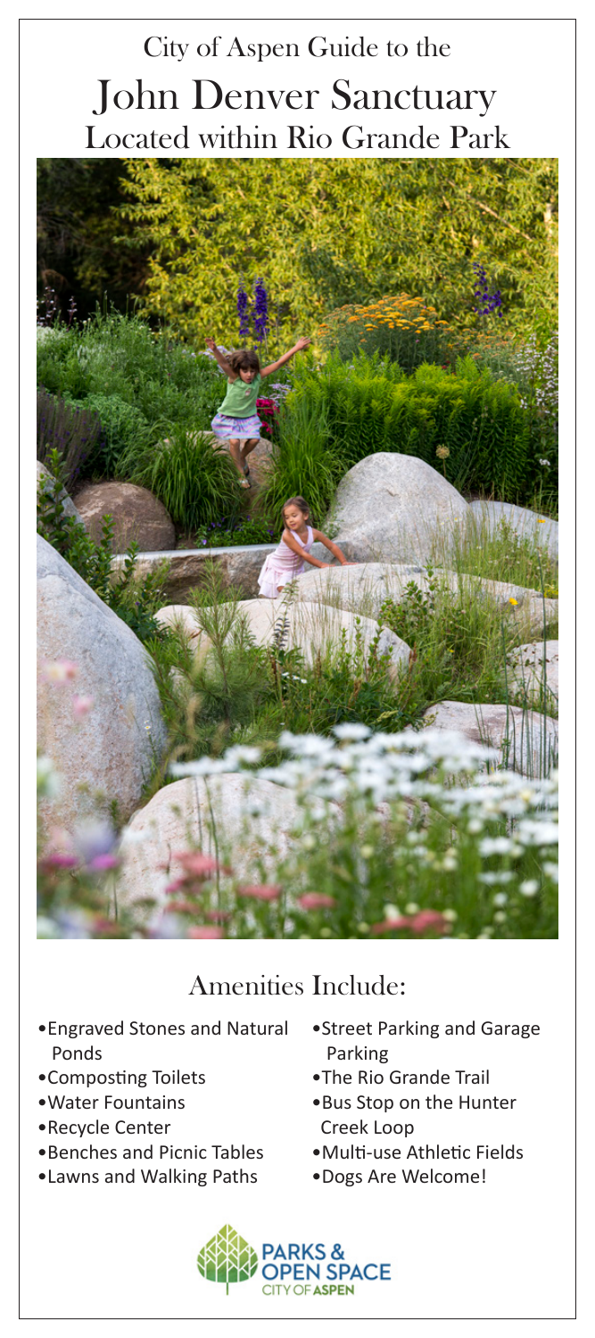City of Aspen Guide to the

# John Denver Sanctuary

## Located within Rio Grande Park

## Amenities Include:

- Engraved Stones and Natural Ponds
- Composting Toilets
- Water Fountains
- Recycle Center
- Benches and Picnic Tables
- Lawns and Walking Paths
- Street Parking and Garage Parking
- The Rio Grande Trail
- Bus Stop on the Hunter Creek Loop
- Multi-use Athletic Fields
- Dogs Are Welcome!

PARKS & OPEN SPACE
CITY OF ASPEN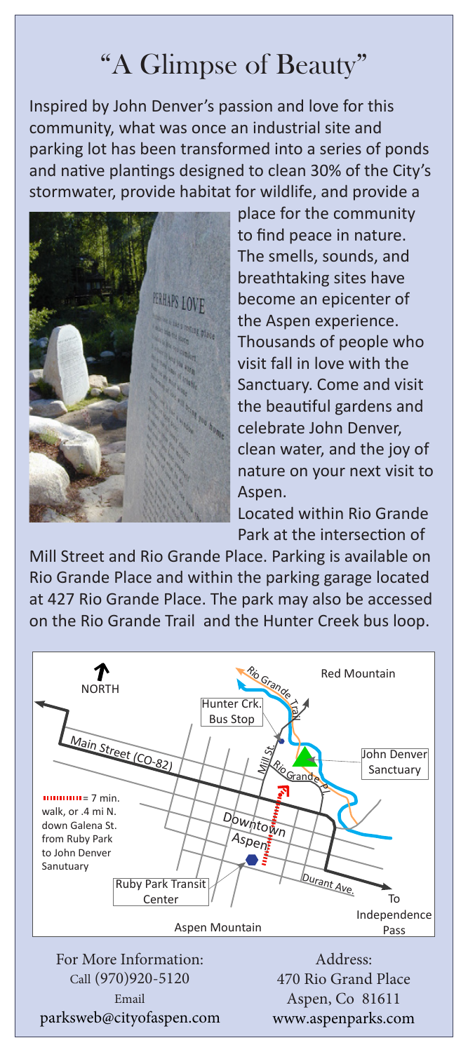# "A Glimpse of Beauty"

Inspired by John Denver's passion and love for this community, what was once an industrial site and parking lot has been transformed into a series of ponds and native plantings designed to clean 30% of the City's stormwater, provide habitat for wildlife, and provide a place for the community to find peace in nature. The smells, sounds, and breathtaking sites have become an epicenter of the Aspen experience. Thousands of people who visit fall in love with the Sanctuary. Come and visit the beautiful gardens and celebrate John Denver, clean water, and the joy of nature on your next visit to Aspen.

Located within Rio Grande Park at the intersection of Mill Street and Rio Grande Place. Parking is available on Rio Grande Place and within the parking garage located at 427 Rio Grande Place. The park may also be accessed on the Rio Grande Trail and the Hunter Creek bus loop.

NORTH

Red Mountain

Rio Grande Trail

Hunter Crk. Bus Stop

Main Street (CO-82)

Mill St.

Rio Grande Pl.

John Denver Sanctuary

= 7 min. walk, or .4 mi N. down Galena St. from Ruby Park to John Denver Sanutuary

Downtown Aspen

Durant Ave.

Ruby Park Transit Center

To Independence Pass

Aspen Mountain

For More Information:
Call (970)920-5120
Email
parksweb@cityofaspen.com

Address:
470 Rio Grand Place
Aspen, Co 81611
www.aspenparks.com